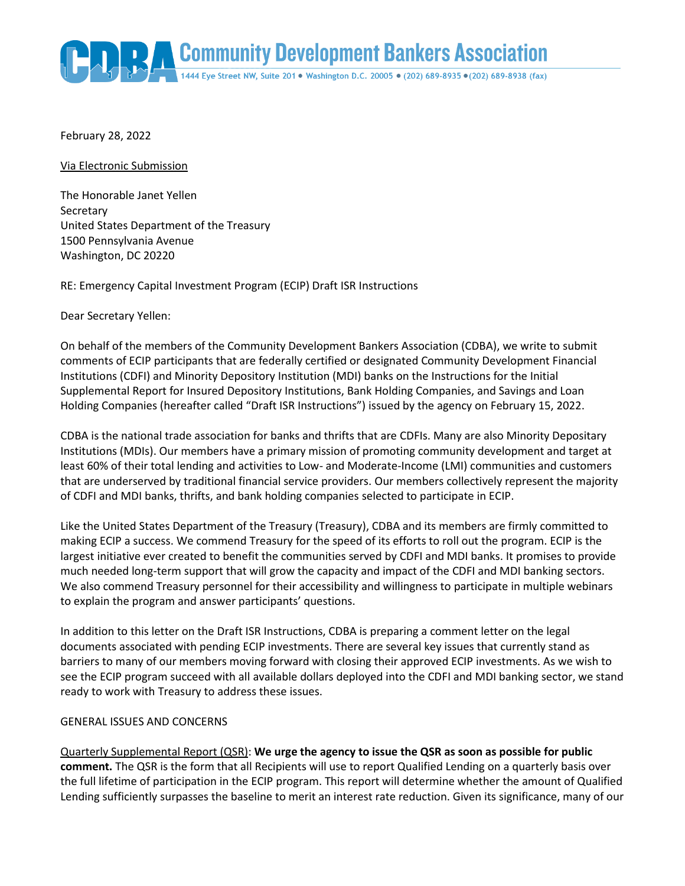# Community Development Bankers Association

1444 Eye Street NW, Suite 201 • Washington D.C. 20005 • (202) 689-8935 • (202) 689-8938 (fax)

February 28, 2022

Via Electronic Submission

The Honorable Janet Yellen
Secretary
United States Department of the Treasury
1500 Pennsylvania Avenue
Washington, DC 20220

RE: Emergency Capital Investment Program (ECIP) Draft ISR Instructions

Dear Secretary Yellen:

On behalf of the members of the Community Development Bankers Association (CDBA), we write to submit comments of ECIP participants that are federally certified or designated Community Development Financial Institutions (CDFI) and Minority Depository Institution (MDI) banks on the Instructions for the Initial Supplemental Report for Insured Depository Institutions, Bank Holding Companies, and Savings and Loan Holding Companies (hereafter called "Draft ISR Instructions") issued by the agency on February 15, 2022.

CDBA is the national trade association for banks and thrifts that are CDFIs. Many are also Minority Depositary Institutions (MDIs). Our members have a primary mission of promoting community development and target at least 60% of their total lending and activities to Low- and Moderate-Income (LMI) communities and customers that are underserved by traditional financial service providers. Our members collectively represent the majority of CDFI and MDI banks, thrifts, and bank holding companies selected to participate in ECIP.

Like the United States Department of the Treasury (Treasury), CDBA and its members are firmly committed to making ECIP a success. We commend Treasury for the speed of its efforts to roll out the program. ECIP is the largest initiative ever created to benefit the communities served by CDFI and MDI banks. It promises to provide much needed long-term support that will grow the capacity and impact of the CDFI and MDI banking sectors. We also commend Treasury personnel for their accessibility and willingness to participate in multiple webinars to explain the program and answer participants' questions.

In addition to this letter on the Draft ISR Instructions, CDBA is preparing a comment letter on the legal documents associated with pending ECIP investments. There are several key issues that currently stand as barriers to many of our members moving forward with closing their approved ECIP investments. As we wish to see the ECIP program succeed with all available dollars deployed into the CDFI and MDI banking sector, we stand ready to work with Treasury to address these issues.

## GENERAL ISSUES AND CONCERNS

Quarterly Supplemental Report (QSR): **We urge the agency to issue the QSR as soon as possible for public comment.** The QSR is the form that all Recipients will use to report Qualified Lending on a quarterly basis over the full lifetime of participation in the ECIP program. This report will determine whether the amount of Qualified Lending sufficiently surpasses the baseline to merit an interest rate reduction. Given its significance, many of our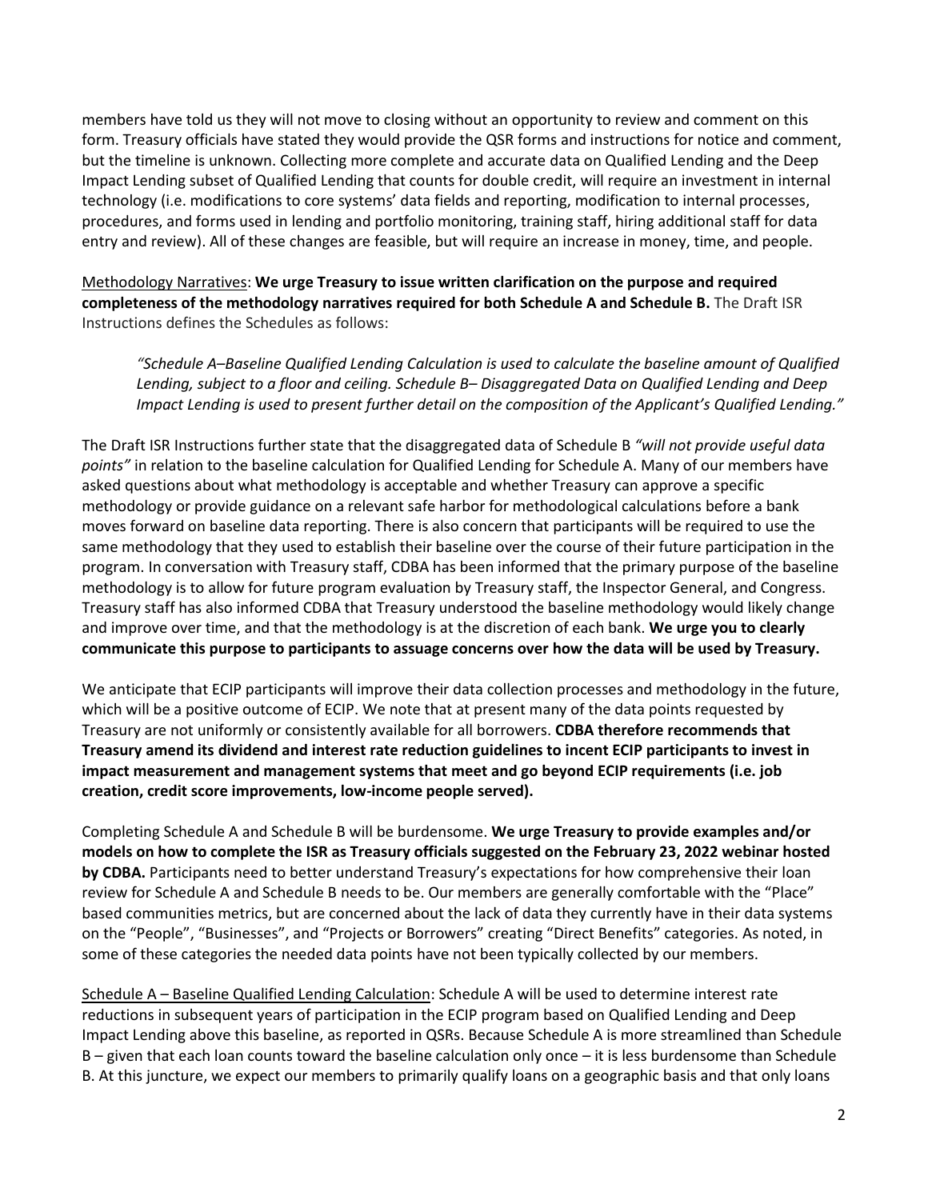members have told us they will not move to closing without an opportunity to review and comment on this form. Treasury officials have stated they would provide the QSR forms and instructions for notice and comment, but the timeline is unknown. Collecting more complete and accurate data on Qualified Lending and the Deep Impact Lending subset of Qualified Lending that counts for double credit, will require an investment in internal technology (i.e. modifications to core systems' data fields and reporting, modification to internal processes, procedures, and forms used in lending and portfolio monitoring, training staff, hiring additional staff for data entry and review). All of these changes are feasible, but will require an increase in money, time, and people.

<u>Methodology Narratives</u>: **We urge Treasury to issue written clarification on the purpose and required completeness of the methodology narratives required for both Schedule A and Schedule B.** The Draft ISR Instructions defines the Schedules as follows:

> *"Schedule A–Baseline Qualified Lending Calculation is used to calculate the baseline amount of Qualified Lending, subject to a floor and ceiling. Schedule B– Disaggregated Data on Qualified Lending and Deep Impact Lending is used to present further detail on the composition of the Applicant's Qualified Lending."*

The Draft ISR Instructions further state that the disaggregated data of Schedule B *"will not provide useful data points"* in relation to the baseline calculation for Qualified Lending for Schedule A. Many of our members have asked questions about what methodology is acceptable and whether Treasury can approve a specific methodology or provide guidance on a relevant safe harbor for methodological calculations before a bank moves forward on baseline data reporting. There is also concern that participants will be required to use the same methodology that they used to establish their baseline over the course of their future participation in the program. In conversation with Treasury staff, CDBA has been informed that the primary purpose of the baseline methodology is to allow for future program evaluation by Treasury staff, the Inspector General, and Congress. Treasury staff has also informed CDBA that Treasury understood the baseline methodology would likely change and improve over time, and that the methodology is at the discretion of each bank. **We urge you to clearly communicate this purpose to participants to assuage concerns over how the data will be used by Treasury.**

We anticipate that ECIP participants will improve their data collection processes and methodology in the future, which will be a positive outcome of ECIP. We note that at present many of the data points requested by Treasury are not uniformly or consistently available for all borrowers. **CDBA therefore recommends that Treasury amend its dividend and interest rate reduction guidelines to incent ECIP participants to invest in impact measurement and management systems that meet and go beyond ECIP requirements (i.e. job creation, credit score improvements, low-income people served).**

Completing Schedule A and Schedule B will be burdensome. **We urge Treasury to provide examples and/or models on how to complete the ISR as Treasury officials suggested on the February 23, 2022 webinar hosted by CDBA.** Participants need to better understand Treasury's expectations for how comprehensive their loan review for Schedule A and Schedule B needs to be. Our members are generally comfortable with the "Place" based communities metrics, but are concerned about the lack of data they currently have in their data systems on the "People", "Businesses", and "Projects or Borrowers" creating "Direct Benefits" categories. As noted, in some of these categories the needed data points have not been typically collected by our members.

<u>Schedule A – Baseline Qualified Lending Calculation</u>: Schedule A will be used to determine interest rate reductions in subsequent years of participation in the ECIP program based on Qualified Lending and Deep Impact Lending above this baseline, as reported in QSRs. Because Schedule A is more streamlined than Schedule B – given that each loan counts toward the baseline calculation only once – it is less burdensome than Schedule B. At this juncture, we expect our members to primarily qualify loans on a geographic basis and that only loans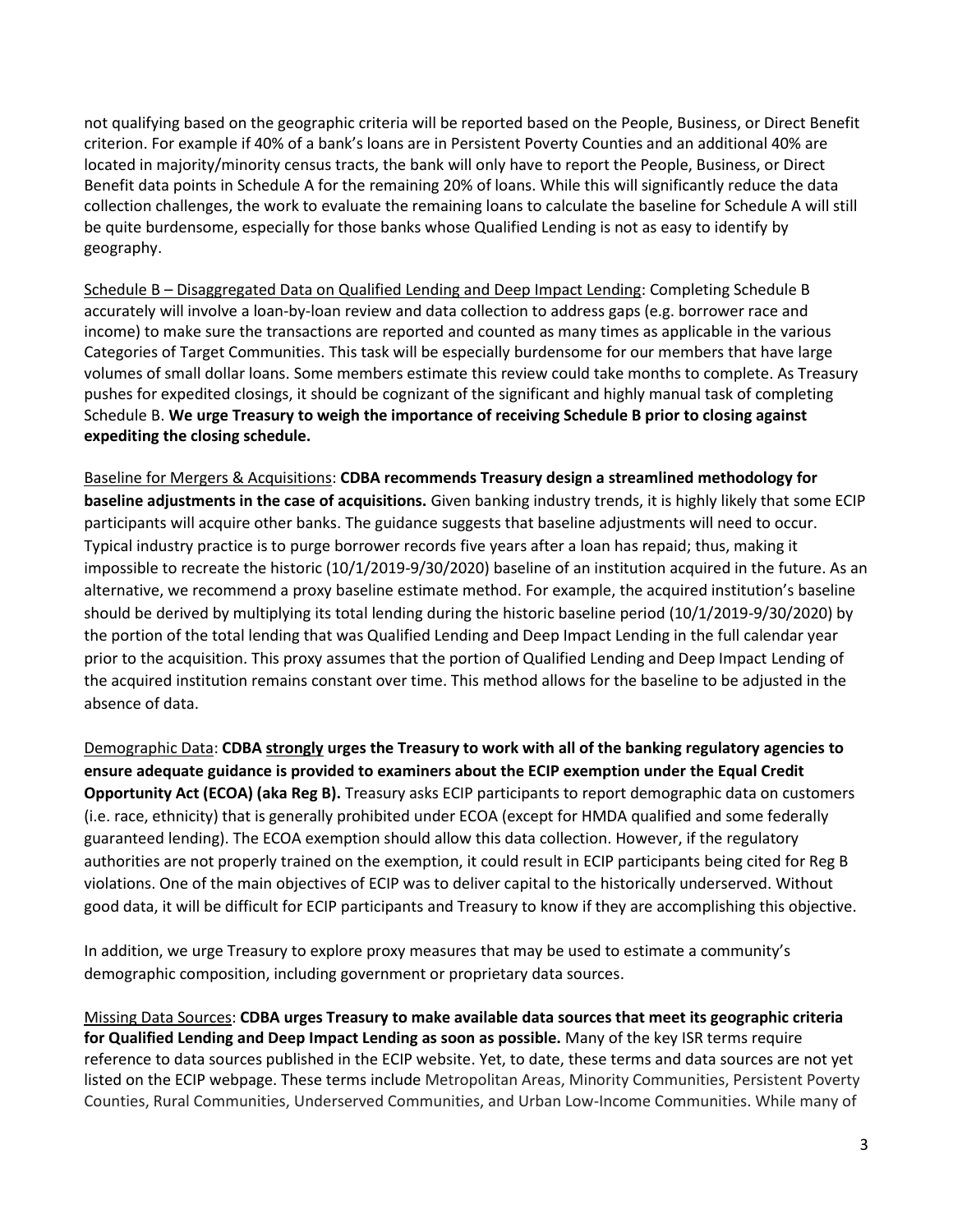not qualifying based on the geographic criteria will be reported based on the People, Business, or Direct Benefit criterion. For example if 40% of a bank's loans are in Persistent Poverty Counties and an additional 40% are located in majority/minority census tracts, the bank will only have to report the People, Business, or Direct Benefit data points in Schedule A for the remaining 20% of loans. While this will significantly reduce the data collection challenges, the work to evaluate the remaining loans to calculate the baseline for Schedule A will still be quite burdensome, especially for those banks whose Qualified Lending is not as easy to identify by geography.

<u>Schedule B – Disaggregated Data on Qualified Lending and Deep Impact Lending</u>: Completing Schedule B accurately will involve a loan-by-loan review and data collection to address gaps (e.g. borrower race and income) to make sure the transactions are reported and counted as many times as applicable in the various Categories of Target Communities. This task will be especially burdensome for our members that have large volumes of small dollar loans. Some members estimate this review could take months to complete. As Treasury pushes for expedited closings, it should be cognizant of the significant and highly manual task of completing Schedule B. **We urge Treasury to weigh the importance of receiving Schedule B prior to closing against expediting the closing schedule.**

<u>Baseline for Mergers & Acquisitions</u>: **CDBA recommends Treasury design a streamlined methodology for baseline adjustments in the case of acquisitions.** Given banking industry trends, it is highly likely that some ECIP participants will acquire other banks. The guidance suggests that baseline adjustments will need to occur. Typical industry practice is to purge borrower records five years after a loan has repaid; thus, making it impossible to recreate the historic (10/1/2019-9/30/2020) baseline of an institution acquired in the future. As an alternative, we recommend a proxy baseline estimate method. For example, the acquired institution's baseline should be derived by multiplying its total lending during the historic baseline period (10/1/2019-9/30/2020) by the portion of the total lending that was Qualified Lending and Deep Impact Lending in the full calendar year prior to the acquisition. This proxy assumes that the portion of Qualified Lending and Deep Impact Lending of the acquired institution remains constant over time. This method allows for the baseline to be adjusted in the absence of data.

<u>Demographic Data</u>: **CDBA <u>strongly</u> urges the Treasury to work with all of the banking regulatory agencies to ensure adequate guidance is provided to examiners about the ECIP exemption under the Equal Credit Opportunity Act (ECOA) (aka Reg B).** Treasury asks ECIP participants to report demographic data on customers (i.e. race, ethnicity) that is generally prohibited under ECOA (except for HMDA qualified and some federally guaranteed lending). The ECOA exemption should allow this data collection. However, if the regulatory authorities are not properly trained on the exemption, it could result in ECIP participants being cited for Reg B violations. One of the main objectives of ECIP was to deliver capital to the historically underserved. Without good data, it will be difficult for ECIP participants and Treasury to know if they are accomplishing this objective.

In addition, we urge Treasury to explore proxy measures that may be used to estimate a community's demographic composition, including government or proprietary data sources.

<u>Missing Data Sources</u>: **CDBA urges Treasury to make available data sources that meet its geographic criteria for Qualified Lending and Deep Impact Lending as soon as possible.** Many of the key ISR terms require reference to data sources published in the ECIP website. Yet, to date, these terms and data sources are not yet listed on the ECIP webpage. These terms include Metropolitan Areas, Minority Communities, Persistent Poverty Counties, Rural Communities, Underserved Communities, and Urban Low-Income Communities. While many of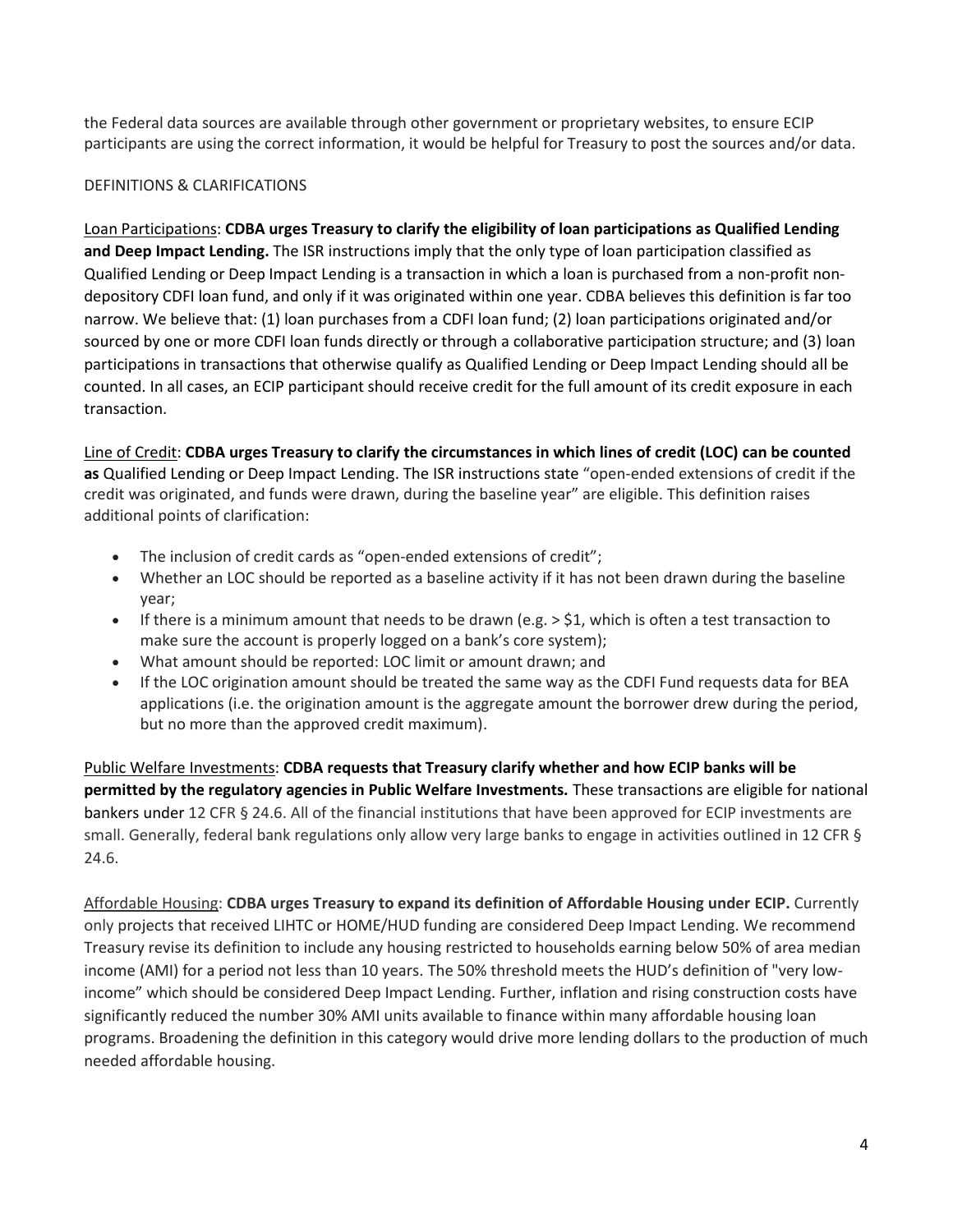the Federal data sources are available through other government or proprietary websites, to ensure ECIP participants are using the correct information, it would be helpful for Treasury to post the sources and/or data.

DEFINITIONS & CLARIFICATIONS

Loan Participations: **CDBA urges Treasury to clarify the eligibility of loan participations as Qualified Lending and Deep Impact Lending.** The ISR instructions imply that the only type of loan participation classified as Qualified Lending or Deep Impact Lending is a transaction in which a loan is purchased from a non-profit non-depository CDFI loan fund, and only if it was originated within one year. CDBA believes this definition is far too narrow. We believe that: (1) loan purchases from a CDFI loan fund; (2) loan participations originated and/or sourced by one or more CDFI loan funds directly or through a collaborative participation structure; and (3) loan participations in transactions that otherwise qualify as Qualified Lending or Deep Impact Lending should all be counted. In all cases, an ECIP participant should receive credit for the full amount of its credit exposure in each transaction.

Line of Credit: **CDBA urges Treasury to clarify the circumstances in which lines of credit (LOC) can be counted as** Qualified Lending or Deep Impact Lending. The ISR instructions state "open-ended extensions of credit if the credit was originated, and funds were drawn, during the baseline year" are eligible. This definition raises additional points of clarification:

- The inclusion of credit cards as "open-ended extensions of credit";
- Whether an LOC should be reported as a baseline activity if it has not been drawn during the baseline year;
- If there is a minimum amount that needs to be drawn (e.g. > $1, which is often a test transaction to make sure the account is properly logged on a bank's core system);
- What amount should be reported: LOC limit or amount drawn; and
- If the LOC origination amount should be treated the same way as the CDFI Fund requests data for BEA applications (i.e. the origination amount is the aggregate amount the borrower drew during the period, but no more than the approved credit maximum).

Public Welfare Investments: **CDBA requests that Treasury clarify whether and how ECIP banks will be permitted by the regulatory agencies in Public Welfare Investments.** These transactions are eligible for national bankers under 12 CFR § 24.6. All of the financial institutions that have been approved for ECIP investments are small. Generally, federal bank regulations only allow very large banks to engage in activities outlined in 12 CFR § 24.6.

Affordable Housing: **CDBA urges Treasury to expand its definition of Affordable Housing under ECIP.** Currently only projects that received LIHTC or HOME/HUD funding are considered Deep Impact Lending. We recommend Treasury revise its definition to include any housing restricted to households earning below 50% of area median income (AMI) for a period not less than 10 years. The 50% threshold meets the HUD's definition of "very low-income" which should be considered Deep Impact Lending. Further, inflation and rising construction costs have significantly reduced the number 30% AMI units available to finance within many affordable housing loan programs. Broadening the definition in this category would drive more lending dollars to the production of much needed affordable housing.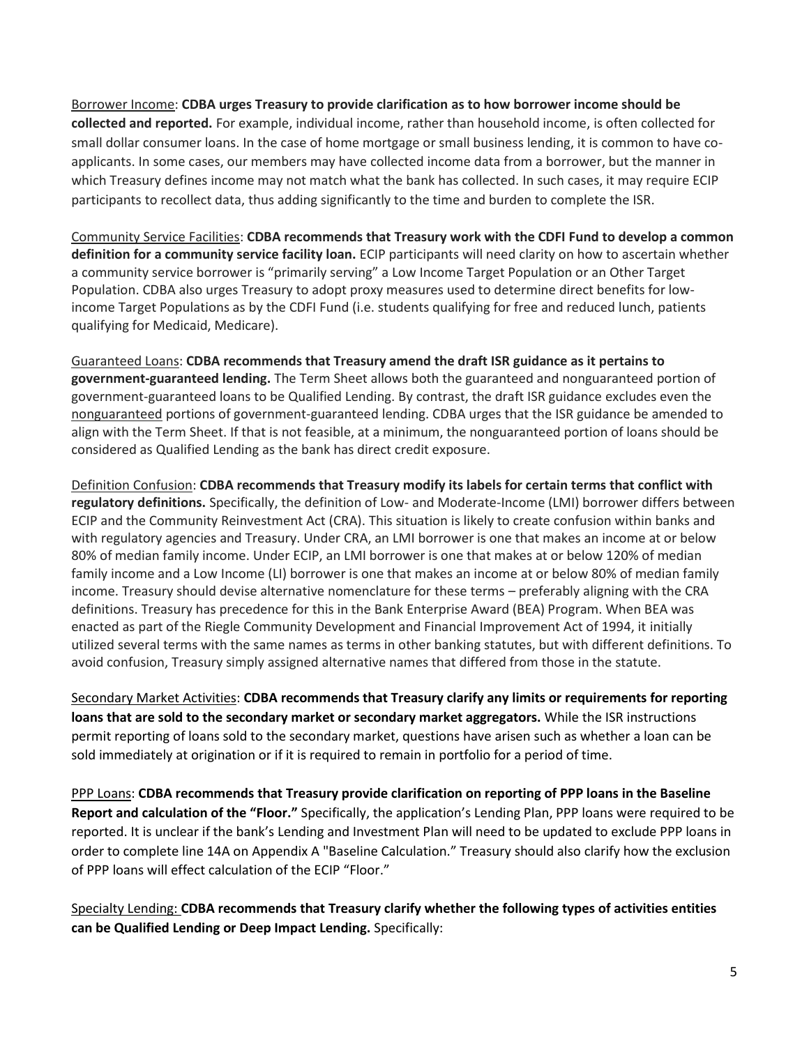<u>Borrower Income</u>: **CDBA urges Treasury to provide clarification as to how borrower income should be collected and reported.** For example, individual income, rather than household income, is often collected for small dollar consumer loans. In the case of home mortgage or small business lending, it is common to have co-applicants. In some cases, our members may have collected income data from a borrower, but the manner in which Treasury defines income may not match what the bank has collected. In such cases, it may require ECIP participants to recollect data, thus adding significantly to the time and burden to complete the ISR.

<u>Community Service Facilities</u>: **CDBA recommends that Treasury work with the CDFI Fund to develop a common definition for a community service facility loan.** ECIP participants will need clarity on how to ascertain whether a community service borrower is "primarily serving" a Low Income Target Population or an Other Target Population. CDBA also urges Treasury to adopt proxy measures used to determine direct benefits for low-income Target Populations as by the CDFI Fund (i.e. students qualifying for free and reduced lunch, patients qualifying for Medicaid, Medicare).

<u>Guaranteed Loans</u>: **CDBA recommends that Treasury amend the draft ISR guidance as it pertains to government-guaranteed lending.** The Term Sheet allows both the guaranteed and nonguaranteed portion of government-guaranteed loans to be Qualified Lending. By contrast, the draft ISR guidance excludes even the <u>nonguaranteed</u> portions of government-guaranteed lending. CDBA urges that the ISR guidance be amended to align with the Term Sheet. If that is not feasible, at a minimum, the nonguaranteed portion of loans should be considered as Qualified Lending as the bank has direct credit exposure.

<u>Definition Confusion</u>: **CDBA recommends that Treasury modify its labels for certain terms that conflict with regulatory definitions.** Specifically, the definition of Low- and Moderate-Income (LMI) borrower differs between ECIP and the Community Reinvestment Act (CRA). This situation is likely to create confusion within banks and with regulatory agencies and Treasury. Under CRA, an LMI borrower is one that makes an income at or below 80% of median family income. Under ECIP, an LMI borrower is one that makes at or below 120% of median family income and a Low Income (LI) borrower is one that makes an income at or below 80% of median family income. Treasury should devise alternative nomenclature for these terms – preferably aligning with the CRA definitions. Treasury has precedence for this in the Bank Enterprise Award (BEA) Program. When BEA was enacted as part of the Riegle Community Development and Financial Improvement Act of 1994, it initially utilized several terms with the same names as terms in other banking statutes, but with different definitions. To avoid confusion, Treasury simply assigned alternative names that differed from those in the statute.

<u>Secondary Market Activities</u>: **CDBA recommends that Treasury clarify any limits or requirements for reporting loans that are sold to the secondary market or secondary market aggregators.** While the ISR instructions permit reporting of loans sold to the secondary market, questions have arisen such as whether a loan can be sold immediately at origination or if it is required to remain in portfolio for a period of time.

<u>PPP Loans</u>: **CDBA recommends that Treasury provide clarification on reporting of PPP loans in the Baseline Report and calculation of the "Floor."** Specifically, the application's Lending Plan, PPP loans were required to be reported. It is unclear if the bank's Lending and Investment Plan will need to be updated to exclude PPP loans in order to complete line 14A on Appendix A "Baseline Calculation." Treasury should also clarify how the exclusion of PPP loans will effect calculation of the ECIP "Floor."

<u>Specialty Lending:</u> **CDBA recommends that Treasury clarify whether the following types of activities entities can be Qualified Lending or Deep Impact Lending.** Specifically: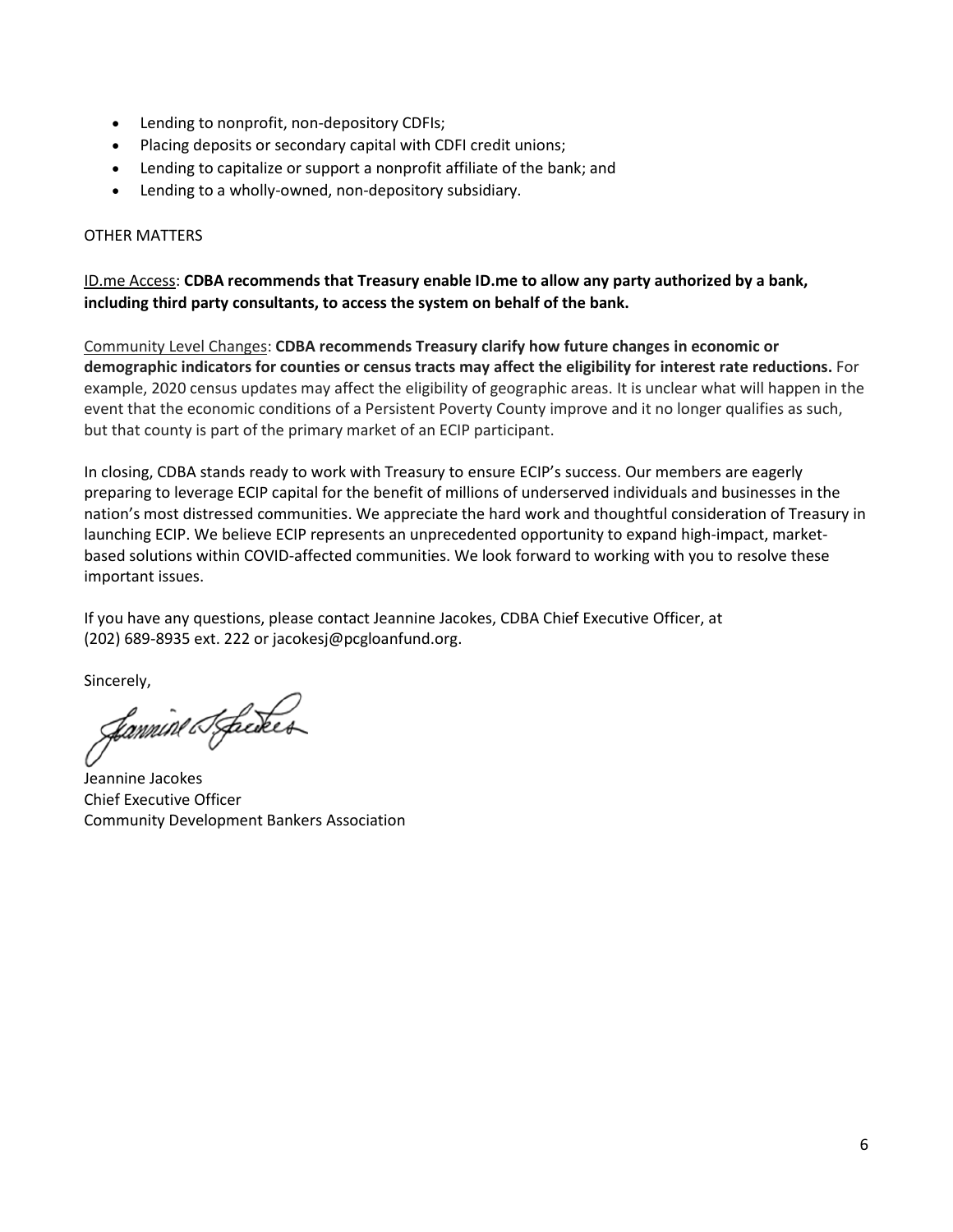- Lending to nonprofit, non-depository CDFIs;
- Placing deposits or secondary capital with CDFI credit unions;
- Lending to capitalize or support a nonprofit affiliate of the bank; and
- Lending to a wholly-owned, non-depository subsidiary.

OTHER MATTERS

ID.me Access: **CDBA recommends that Treasury enable ID.me to allow any party authorized by a bank, including third party consultants, to access the system on behalf of the bank.**

Community Level Changes: **CDBA recommends Treasury clarify how future changes in economic or demographic indicators for counties or census tracts may affect the eligibility for interest rate reductions.** For example, 2020 census updates may affect the eligibility of geographic areas. It is unclear what will happen in the event that the economic conditions of a Persistent Poverty County improve and it no longer qualifies as such, but that county is part of the primary market of an ECIP participant.

In closing, CDBA stands ready to work with Treasury to ensure ECIP's success. Our members are eagerly preparing to leverage ECIP capital for the benefit of millions of underserved individuals and businesses in the nation's most distressed communities. We appreciate the hard work and thoughtful consideration of Treasury in launching ECIP. We believe ECIP represents an unprecedented opportunity to expand high-impact, market-based solutions within COVID-affected communities. We look forward to working with you to resolve these important issues.

If you have any questions, please contact Jeannine Jacokes, CDBA Chief Executive Officer, at (202) 689-8935 ext. 222 or jacokesj@pcgloanfund.org.

Sincerely,

Jeannine Jacokes
Chief Executive Officer
Community Development Bankers Association